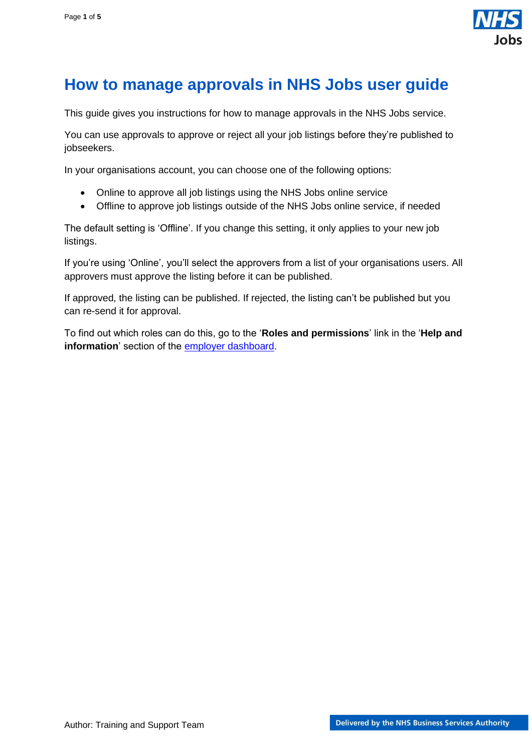# How to manage approvals in NHS Jobs user guide

This guide gives you instructions for how to manage approvals in the NHS Jobs service.

You can use approvals to approve or reject all your job listings before they're published to jobseekers.

In your organisations account, you can choose one of the following options:

- Online to approve all job listings using the NHS Jobs online service
- Offline to approve job listings outside of the NHS Jobs online service, if needed

The default setting is 'Offline'. If you change this setting, it only applies to your new job listings.

If you're using 'Online', you'll select the approvers from a list of your organisations users. All approvers must approve the listing before it can be published.

If approved, the listing can be published. If rejected, the listing can't be published but you can re-send it for approval.

To find out which roles can do this, go to the '**Roles and permissions**' link in the '**Help and information**' section of the employer dashboard.

Author: Training and Support Team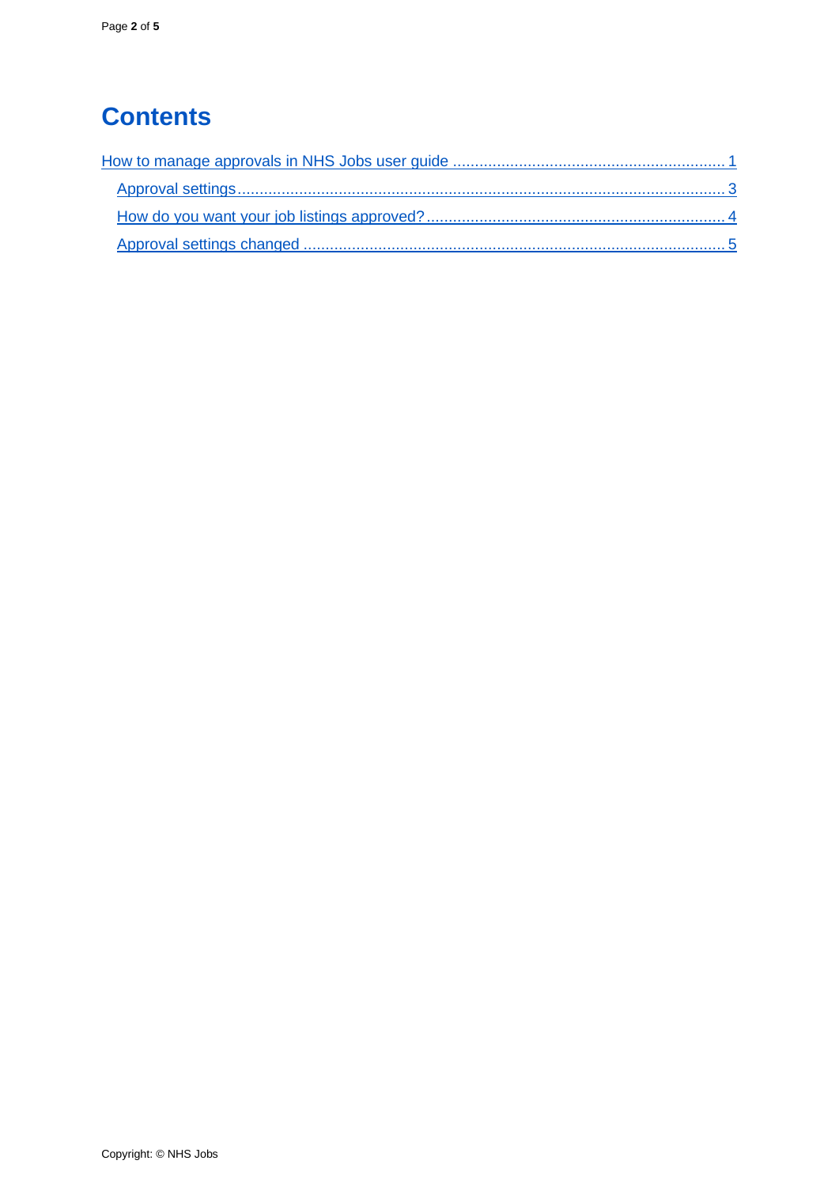# Contents

How to manage approvals in NHS Jobs user guide ............................................................. 1

- Approval settings............................................................................................................ 3
- How do you want your job listings approved?................................................................... 4
- Approval settings changed ............................................................................................... 5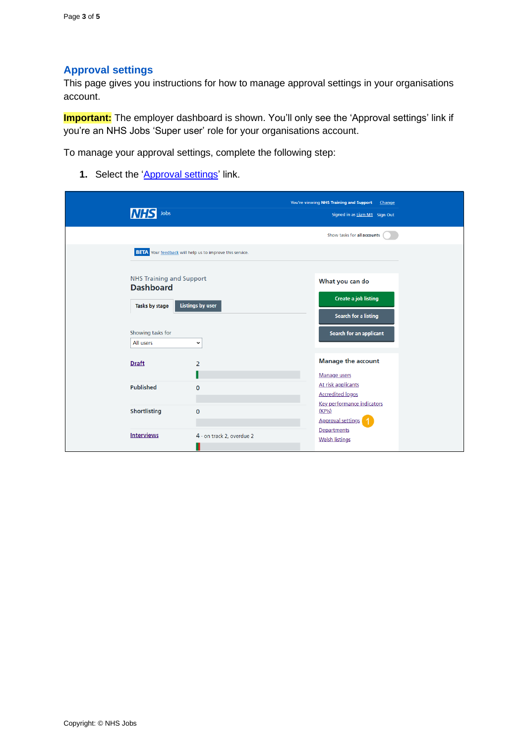## Approval settings

This page gives you instructions for how to manage approval settings in your organisations account.

**Important:** The employer dashboard is shown. You'll only see the 'Approval settings' link if you're an NHS Jobs 'Super user' role for your organisations account.

To manage your approval settings, complete the following step:

1. Select the 'Approval settings' link.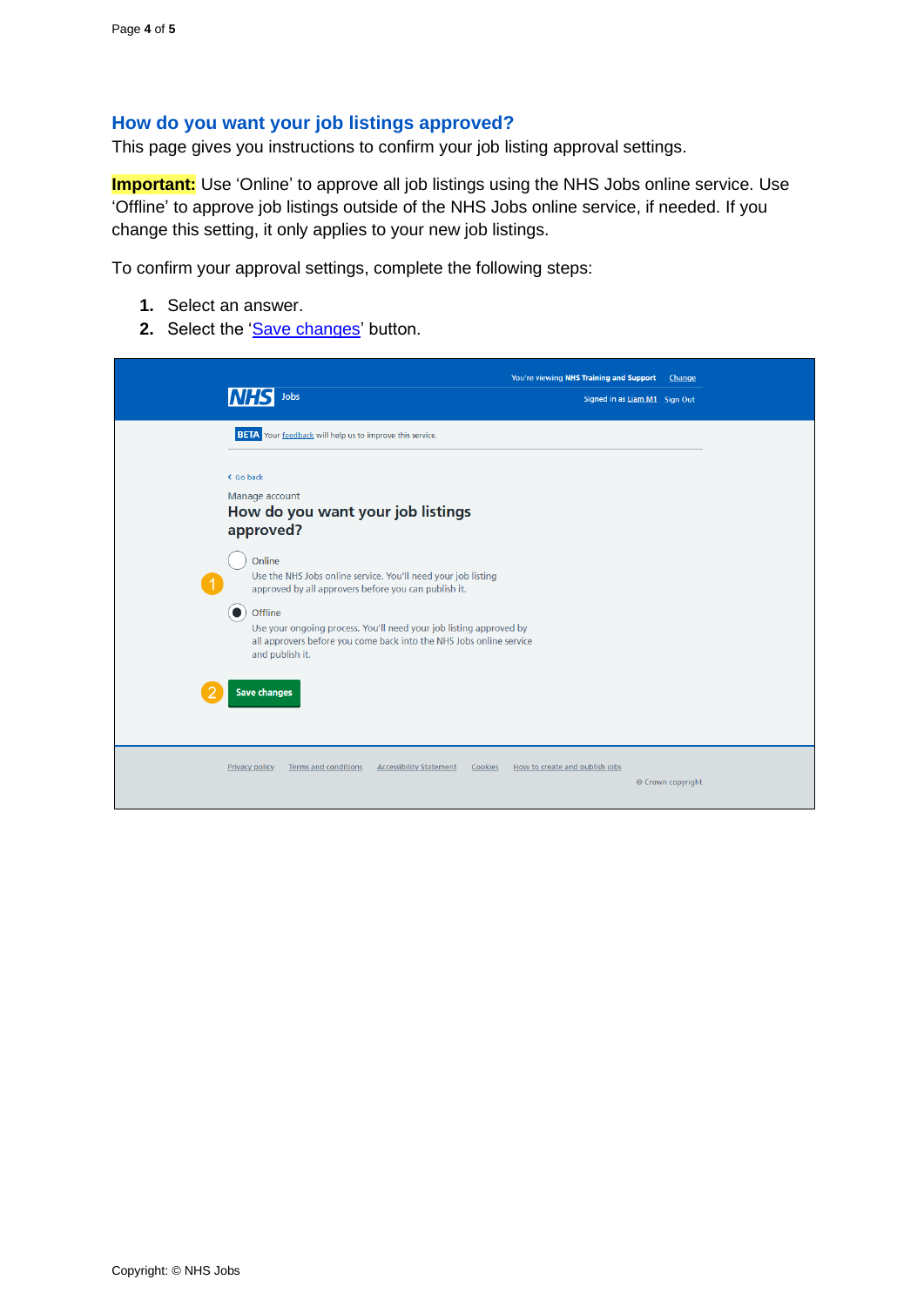## How do you want your job listings approved?

This page gives you instructions to confirm your job listing approval settings.

**Important:** Use 'Online' to approve all job listings using the NHS Jobs online service. Use 'Offline' to approve job listings outside of the NHS Jobs online service, if needed. If you change this setting, it only applies to your new job listings.

To confirm your approval settings, complete the following steps:

1. Select an answer.
2. Select the 'Save changes' button.

You're viewing NHS Training and Support Change

NHS Jobs

Signed in as Liam M1 Sign Out

BETA Your feedback will help us to improve this service.

Go back

Manage account

How do you want your job listings approved?

1

Online

Use the NHS Jobs online service. You'll need your job listing approved by all approvers before you can publish it.

Offline

Use your ongoing process. You'll need your job listing approved by all approvers before you come back into the NHS Jobs online service and publish it.

2

Save changes

Privacy policy Terms and conditions Accessibility Statement Cookies How to create and publish jobs

© Crown copyright

Copyright: © NHS Jobs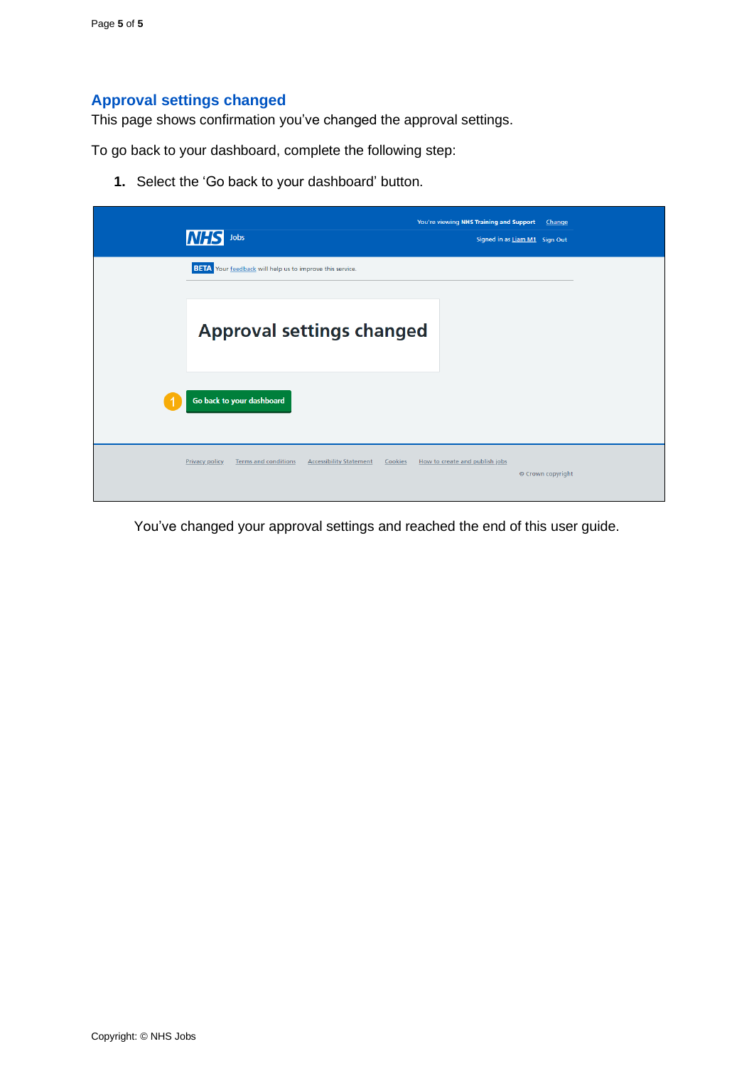## Approval settings changed

This page shows confirmation you've changed the approval settings.

To go back to your dashboard, complete the following step:

1. Select the 'Go back to your dashboard' button.

You've changed your approval settings and reached the end of this user guide.

Copyright: © NHS Jobs